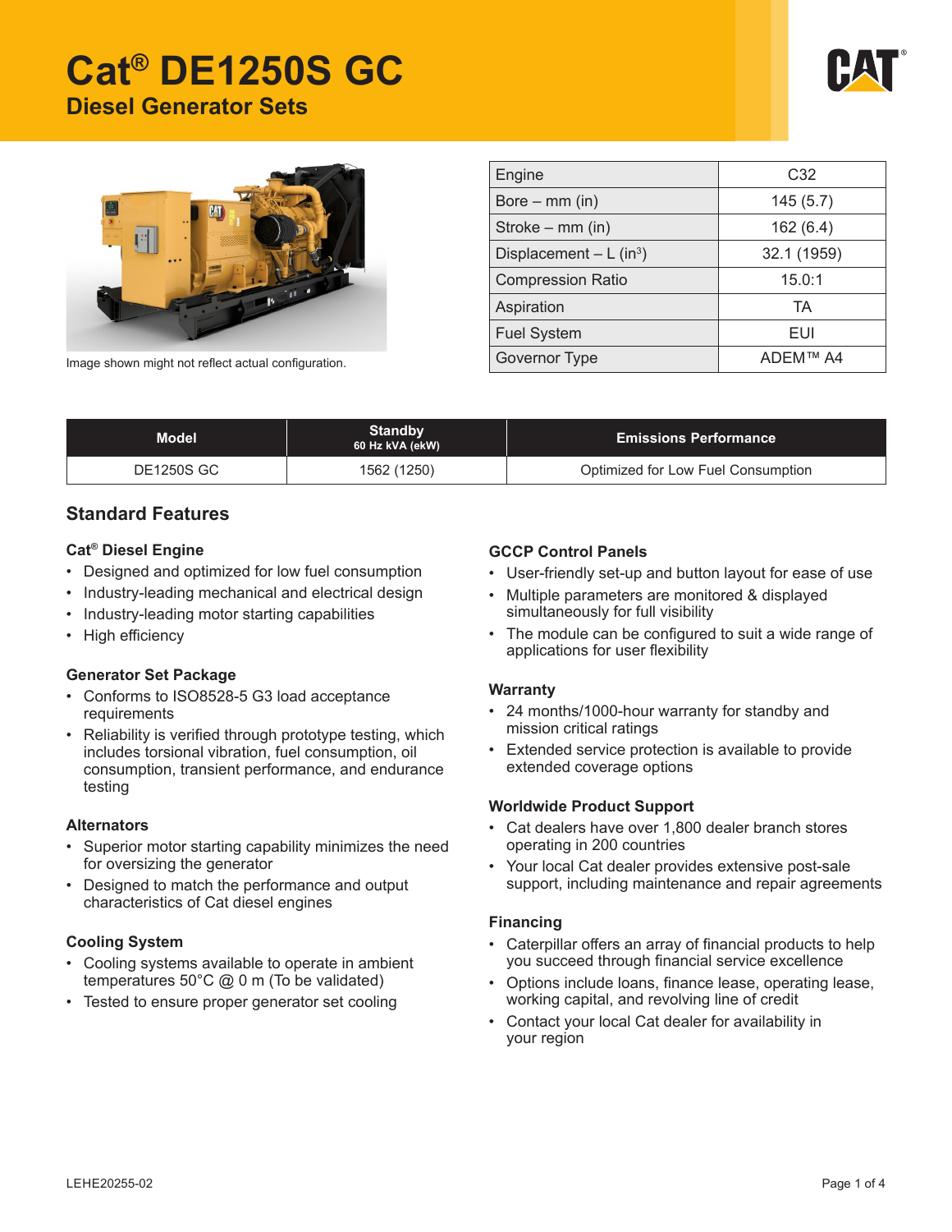# Cat® DE1250S GC

## Diesel Generator Sets

Image shown might not reflect actual configuration.

| Engine | C32 |
|---|---|
| Bore – mm (in) | 145 (5.7) |
| Stroke – mm (in) | 162 (6.4) |
| Displacement – L (in³) | 32.1 (1959) |
| Compression Ratio | 15.0:1 |
| Aspiration | TA |
| Fuel System | EUI |
| Governor Type | ADEM™ A4 |

| Model | Standby 60 Hz kVA (ekW) | Emissions Performance |
|---|---|---|
| DE1250S GC | 1562 (1250) | Optimized for Low Fuel Consumption |

## Standard Features

### Cat® Diesel Engine

- Designed and optimized for low fuel consumption
- Industry-leading mechanical and electrical design
- Industry-leading motor starting capabilities
- High efficiency

### Generator Set Package

- Conforms to ISO8528-5 G3 load acceptance requirements
- Reliability is verified through prototype testing, which includes torsional vibration, fuel consumption, oil consumption, transient performance, and endurance testing

### Alternators

- Superior motor starting capability minimizes the need for oversizing the generator
- Designed to match the performance and output characteristics of Cat diesel engines

### Cooling System

- Cooling systems available to operate in ambient temperatures 50°C @ 0 m (To be validated)
- Tested to ensure proper generator set cooling

### GCCP Control Panels

- User-friendly set-up and button layout for ease of use
- Multiple parameters are monitored & displayed simultaneously for full visibility
- The module can be configured to suit a wide range of applications for user flexibility

### Warranty

- 24 months/1000-hour warranty for standby and mission critical ratings
- Extended service protection is available to provide extended coverage options

### Worldwide Product Support

- Cat dealers have over 1,800 dealer branch stores operating in 200 countries
- Your local Cat dealer provides extensive post-sale support, including maintenance and repair agreements

### Financing

- Caterpillar offers an array of financial products to help you succeed through financial service excellence
- Options include loans, finance lease, operating lease, working capital, and revolving line of credit
- Contact your local Cat dealer for availability in your region

LEHE20255-02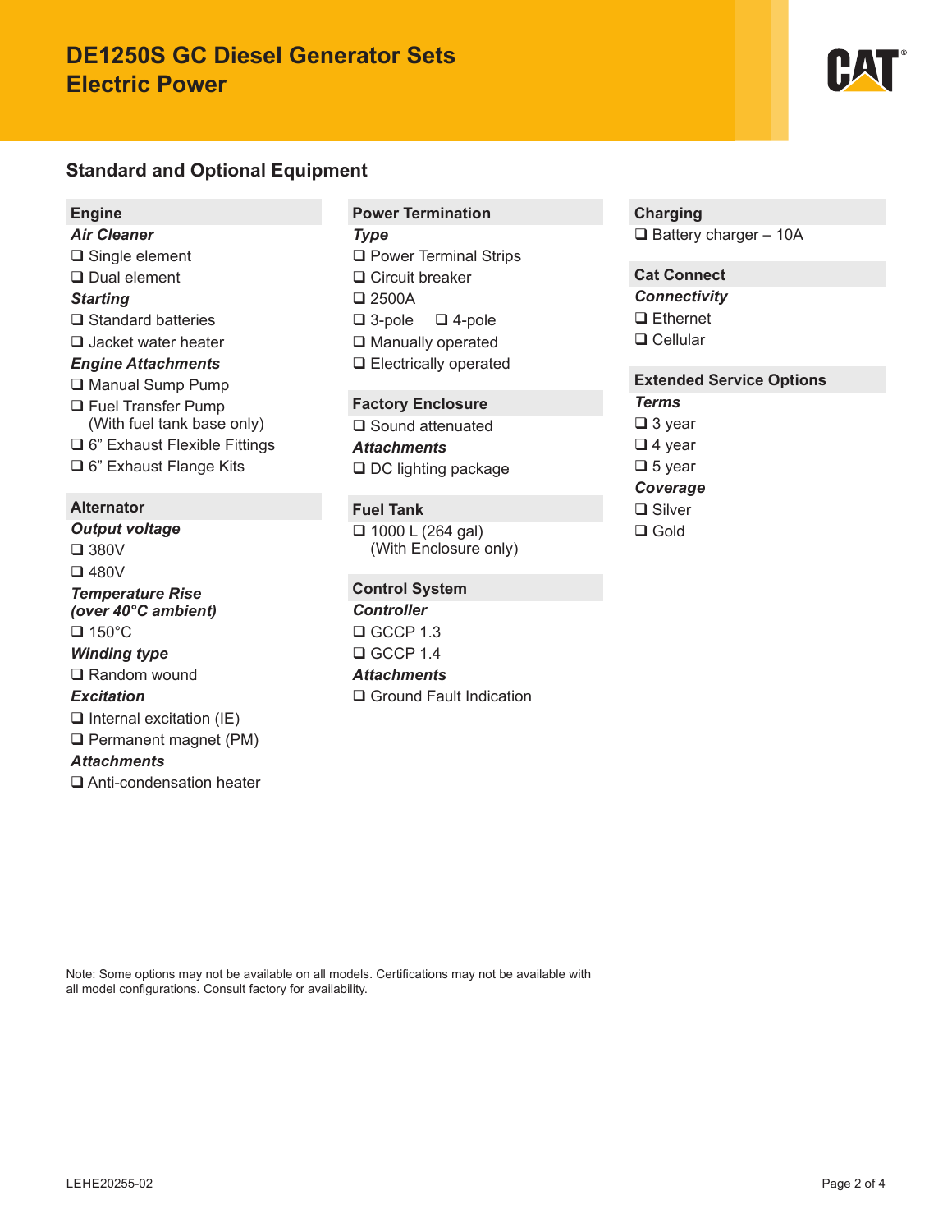# DE1250S GC Diesel Generator Sets
# Electric Power

## Standard and Optional Equipment

### Engine

***Air Cleaner***

- ❑ Single element
- ❑ Dual element

***Starting***

- ❑ Standard batteries
- ❑ Jacket water heater

***Engine Attachments***

- ❑ Manual Sump Pump
- ❑ Fuel Transfer Pump (With fuel tank base only)
- ❑ 6" Exhaust Flexible Fittings
- ❑ 6" Exhaust Flange Kits

### Alternator

***Output voltage***

- ❑ 380V
- ❑ 480V

***Temperature Rise (over 40°C ambient)***

- ❑ 150°C

***Winding type***

- ❑ Random wound

***Excitation***

- ❑ Internal excitation (IE)
- ❑ Permanent magnet (PM)

***Attachments***

- ❑ Anti-condensation heater

### Power Termination

***Type***

- ❑ Power Terminal Strips
- ❑ Circuit breaker
- ❑ 2500A
- ❑ 3-pole ❑ 4-pole
- ❑ Manually operated
- ❑ Electrically operated

### Factory Enclosure

- ❑ Sound attenuated

***Attachments***

- ❑ DC lighting package

### Fuel Tank

- ❑ 1000 L (264 gal) (With Enclosure only)

### Control System

***Controller***

- ❑ GCCP 1.3
- ❑ GCCP 1.4

***Attachments***

- ❑ Ground Fault Indication

### Charging

- ❑ Battery charger – 10A

### Cat Connect

***Connectivity***

- ❑ Ethernet
- ❑ Cellular

### Extended Service Options

***Terms***

- ❑ 3 year
- ❑ 4 year
- ❑ 5 year

***Coverage***

- ❑ Silver
- ❑ Gold

Note: Some options may not be available on all models. Certifications may not be available with all model configurations. Consult factory for availability.

LEHE20255-02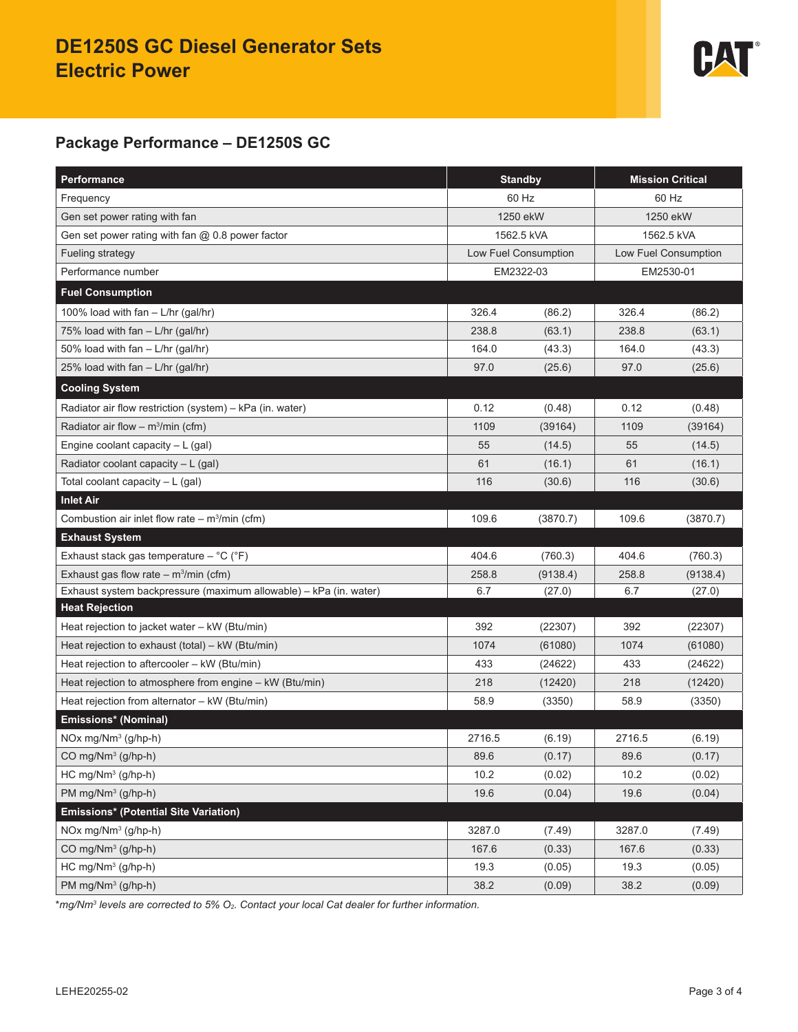# DE1250S GC Diesel Generator Sets
# Electric Power

## Package Performance – DE1250S GC

| Performance | Standby | | Mission Critical | |
|---|---|---|---|---|
| Frequency | 60 Hz | | 60 Hz | |
| Gen set power rating with fan | 1250 ekW | | 1250 ekW | |
| Gen set power rating with fan @ 0.8 power factor | 1562.5 kVA | | 1562.5 kVA | |
| Fueling strategy | Low Fuel Consumption | | Low Fuel Consumption | |
| Performance number | EM2322-03 | | EM2530-01 | |
| **Fuel Consumption** | | | | |
| 100% load with fan – L/hr (gal/hr) | 326.4 | (86.2) | 326.4 | (86.2) |
| 75% load with fan – L/hr (gal/hr) | 238.8 | (63.1) | 238.8 | (63.1) |
| 50% load with fan – L/hr (gal/hr) | 164.0 | (43.3) | 164.0 | (43.3) |
| 25% load with fan – L/hr (gal/hr) | 97.0 | (25.6) | 97.0 | (25.6) |
| **Cooling System** | | | | |
| Radiator air flow restriction (system) – kPa (in. water) | 0.12 | (0.48) | 0.12 | (0.48) |
| Radiator air flow – m³/min (cfm) | 1109 | (39164) | 1109 | (39164) |
| Engine coolant capacity – L (gal) | 55 | (14.5) | 55 | (14.5) |
| Radiator coolant capacity – L (gal) | 61 | (16.1) | 61 | (16.1) |
| Total coolant capacity – L (gal) | 116 | (30.6) | 116 | (30.6) |
| **Inlet Air** | | | | |
| Combustion air inlet flow rate – m³/min (cfm) | 109.6 | (3870.7) | 109.6 | (3870.7) |
| **Exhaust System** | | | | |
| Exhaust stack gas temperature – °C (°F) | 404.6 | (760.3) | 404.6 | (760.3) |
| Exhaust gas flow rate – m³/min (cfm) | 258.8 | (9138.4) | 258.8 | (9138.4) |
| Exhaust system backpressure (maximum allowable) – kPa (in. water) | 6.7 | (27.0) | 6.7 | (27.0) |
| **Heat Rejection** | | | | |
| Heat rejection to jacket water – kW (Btu/min) | 392 | (22307) | 392 | (22307) |
| Heat rejection to exhaust (total) – kW (Btu/min) | 1074 | (61080) | 1074 | (61080) |
| Heat rejection to aftercooler – kW (Btu/min) | 433 | (24622) | 433 | (24622) |
| Heat rejection to atmosphere from engine – kW (Btu/min) | 218 | (12420) | 218 | (12420) |
| Heat rejection from alternator – kW (Btu/min) | 58.9 | (3350) | 58.9 | (3350) |
| **Emissions* (Nominal)** | | | | |
| NOx mg/Nm³ (g/hp-h) | 2716.5 | (6.19) | 2716.5 | (6.19) |
| CO mg/Nm³ (g/hp-h) | 89.6 | (0.17) | 89.6 | (0.17) |
| HC mg/Nm³ (g/hp-h) | 10.2 | (0.02) | 10.2 | (0.02) |
| PM mg/Nm³ (g/hp-h) | 19.6 | (0.04) | 19.6 | (0.04) |
| **Emissions* (Potential Site Variation)** | | | | |
| NOx mg/Nm³ (g/hp-h) | 3287.0 | (7.49) | 3287.0 | (7.49) |
| CO mg/Nm³ (g/hp-h) | 167.6 | (0.33) | 167.6 | (0.33) |
| HC mg/Nm³ (g/hp-h) | 19.3 | (0.05) | 19.3 | (0.05) |
| PM mg/Nm³ (g/hp-h) | 38.2 | (0.09) | 38.2 | (0.09) |

*\*mg/Nm³ levels are corrected to 5% $O_2$. Contact your local Cat dealer for further information.*

LEHE20255-02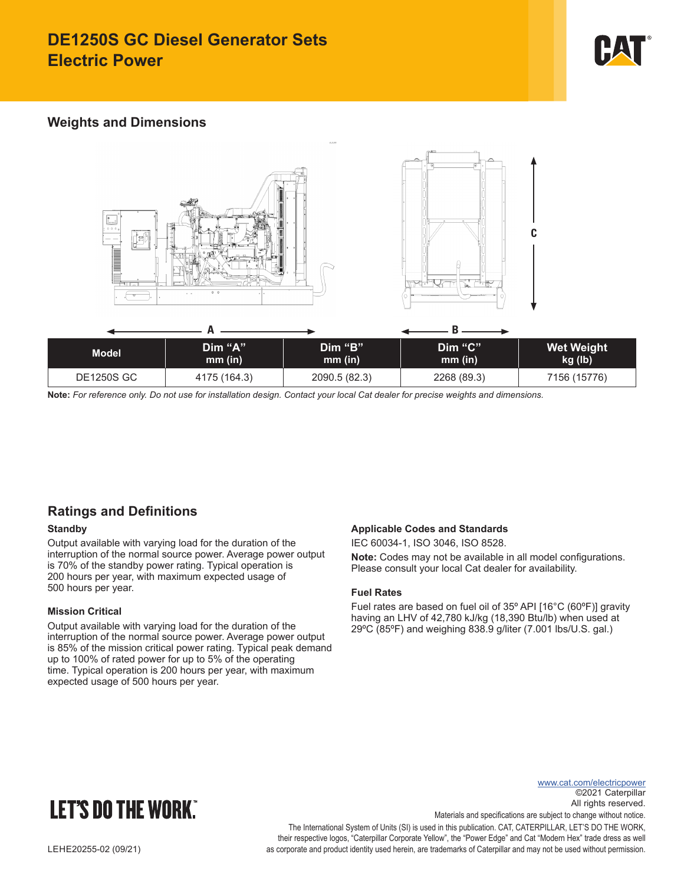# DE1250S GC Diesel Generator Sets
# Electric Power

## Weights and Dimensions

A

B

C

| Model | Dim "A" mm (in) | Dim "B" mm (in) | Dim "C" mm (in) | Wet Weight kg (lb) |
|---|---|---|---|---|
| DE1250S GC | 4175 (164.3) | 2090.5 (82.3) | 2268 (89.3) | 7156 (15776) |

**Note:** *For reference only. Do not use for installation design. Contact your local Cat dealer for precise weights and dimensions.*

## Ratings and Definitions

### Standby

Output available with varying load for the duration of the interruption of the normal source power. Average power output is 70% of the standby power rating. Typical operation is 200 hours per year, with maximum expected usage of 500 hours per year.

### Mission Critical

Output available with varying load for the duration of the interruption of the normal source power. Average power output is 85% of the mission critical power rating. Typical peak demand up to 100% of rated power for up to 5% of the operating time. Typical operation is 200 hours per year, with maximum expected usage of 500 hours per year.

### Applicable Codes and Standards

IEC 60034-1, ISO 3046, ISO 8528.

**Note:** Codes may not be available in all model configurations. Please consult your local Cat dealer for availability.

### Fuel Rates

Fuel rates are based on fuel oil of 35º API [16°C (60ºF)] gravity having an LHV of 42,780 kJ/kg (18,390 Btu/lb) when used at 29ºC (85ºF) and weighing 838.9 g/liter (7.001 lbs/U.S. gal.)

LET'S DO THE WORK.

www.cat.com/electricpower
©2021 Caterpillar
All rights reserved.

Materials and specifications are subject to change without notice.

The International System of Units (SI) is used in this publication. CAT, CATERPILLAR, LET'S DO THE WORK, their respective logos, "Caterpillar Corporate Yellow", the "Power Edge" and Cat "Modern Hex" trade dress as well as corporate and product identity used herein, are trademarks of Caterpillar and may not be used without permission.

LEHE20255-02 (09/21)